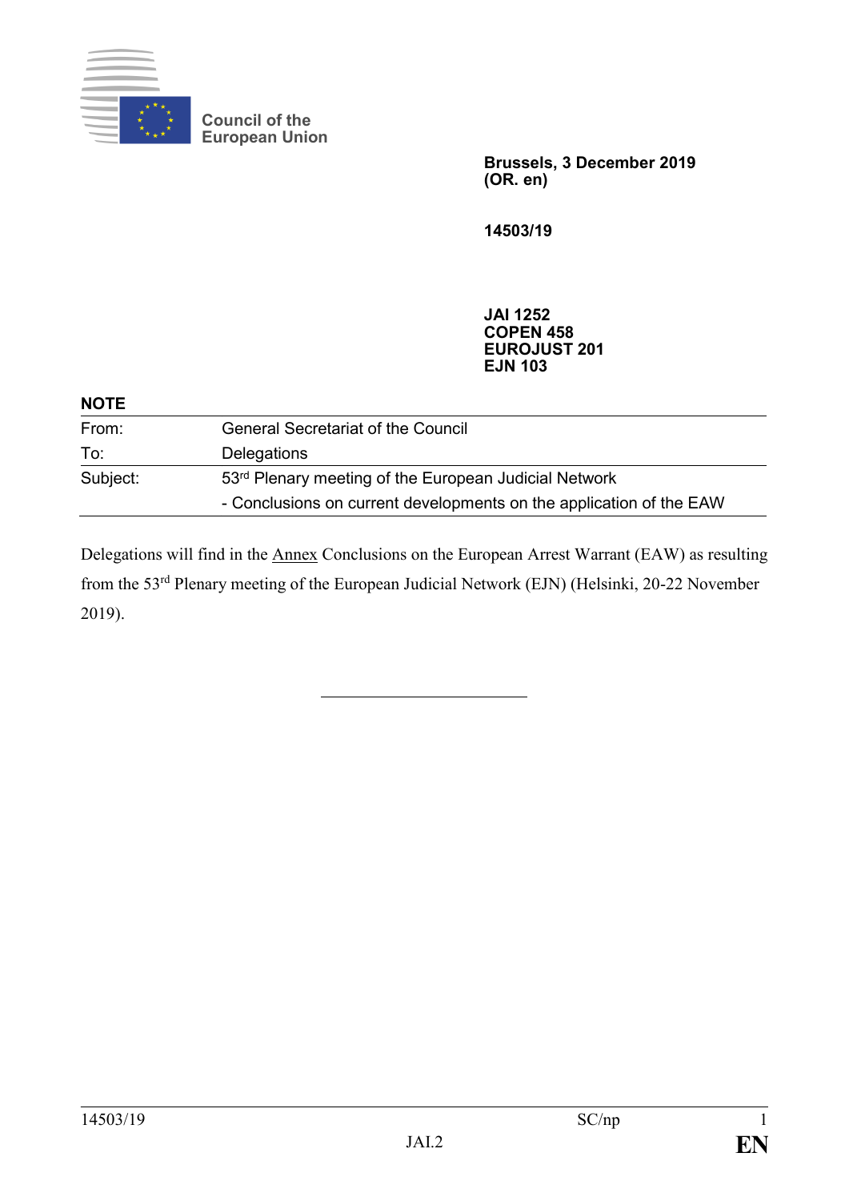Council of the European Union

**Brussels, 3 December 2019**
**(OR. en)**

**14503/19**

**JAI 1252**
**COPEN 458**
**EUROJUST 201**
**EJN 103**

**NOTE**

| | |
|---|---|
| From: | General Secretariat of the Council |
| To: | Delegations |
| Subject: | 53rd Plenary meeting of the European Judicial Network<br>- Conclusions on current developments on the application of the EAW |

Delegations will find in the Annex Conclusions on the European Arrest Warrant (EAW) as resulting from the 53rd Plenary meeting of the European Judicial Network (EJN) (Helsinki, 20-22 November 2019).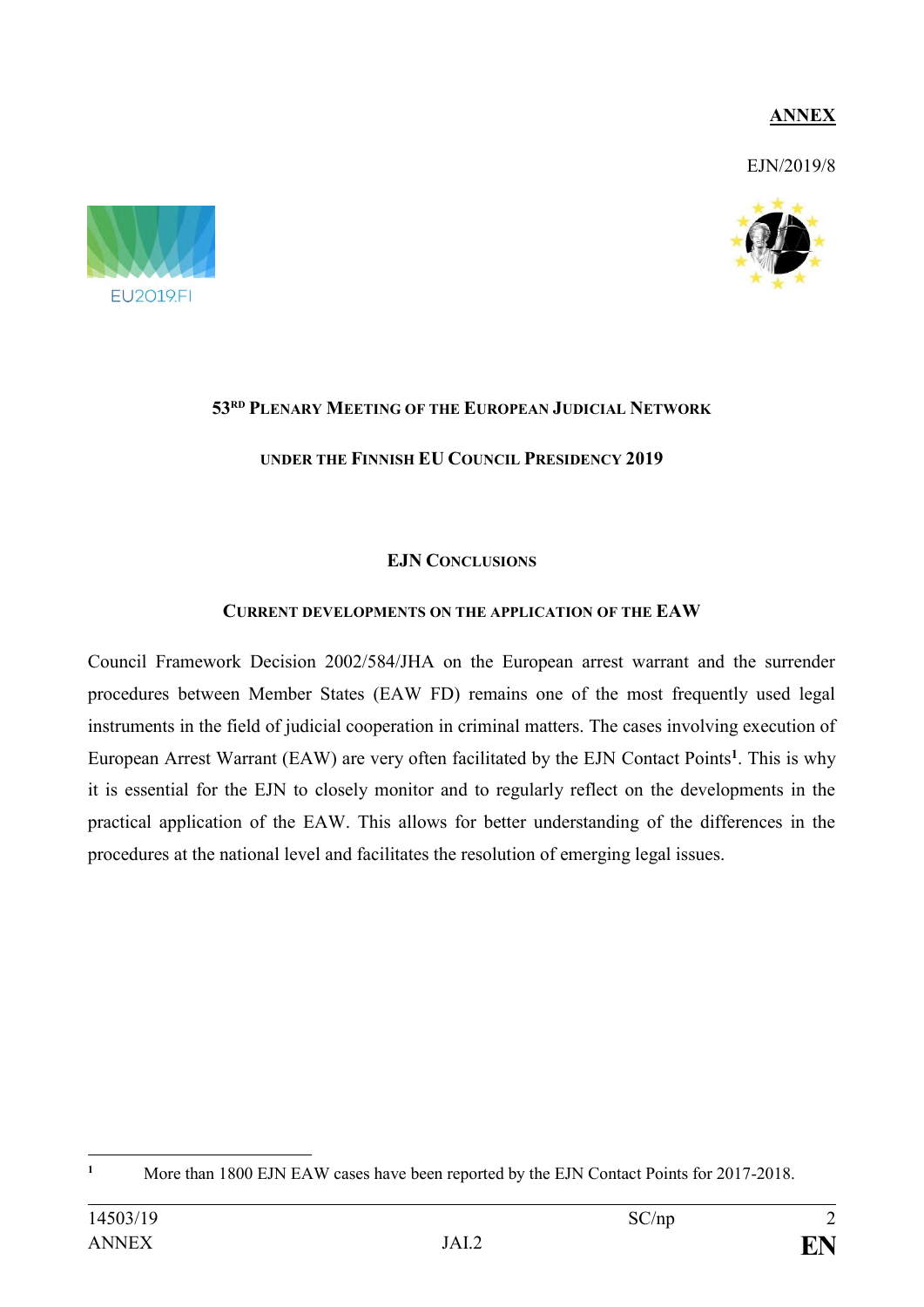**ANNEX**

EJN/2019/8

# 53RD PLENARY MEETING OF THE EUROPEAN JUDICIAL NETWORK

## UNDER THE FINNISH EU COUNCIL PRESIDENCY 2019

## EJN CONCLUSIONS

### CURRENT DEVELOPMENTS ON THE APPLICATION OF THE EAW

Council Framework Decision 2002/584/JHA on the European arrest warrant and the surrender procedures between Member States (EAW FD) remains one of the most frequently used legal instruments in the field of judicial cooperation in criminal matters. The cases involving execution of European Arrest Warrant (EAW) are very often facilitated by the EJN Contact Points[1]. This is why it is essential for the EJN to closely monitor and to regularly reflect on the developments in the practical application of the EAW. This allows for better understanding of the differences in the procedures at the national level and facilitates the resolution of emerging legal issues.

[1] More than 1800 EJN EAW cases have been reported by the EJN Contact Points for 2017-2018.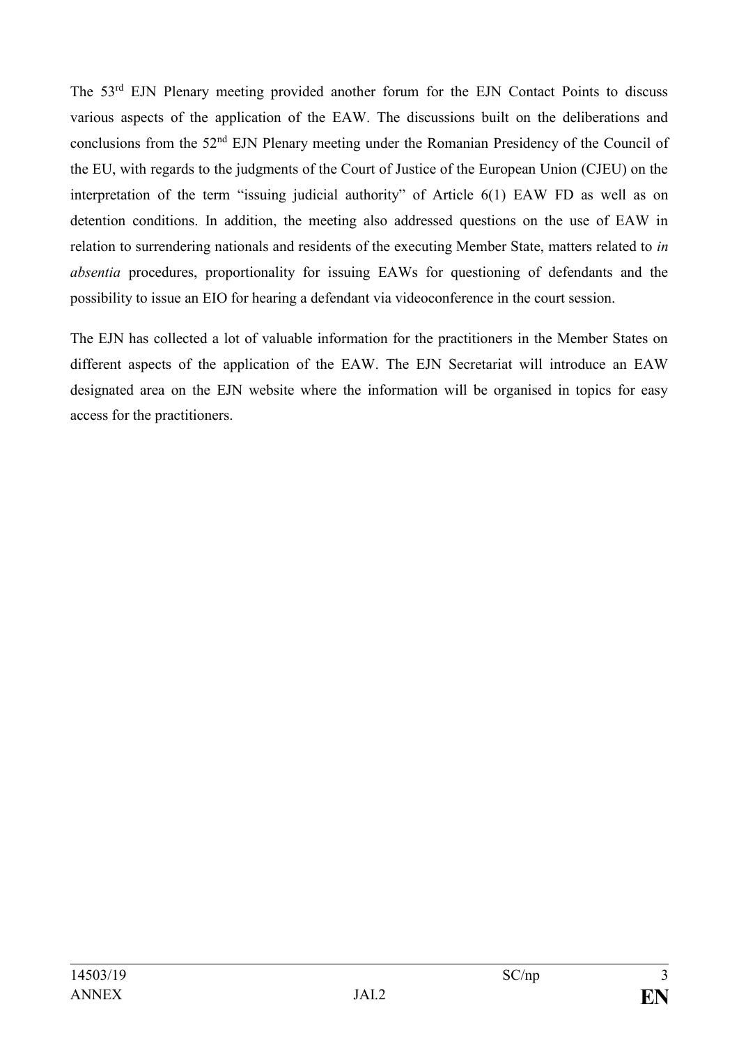The 53rd EJN Plenary meeting provided another forum for the EJN Contact Points to discuss various aspects of the application of the EAW. The discussions built on the deliberations and conclusions from the 52nd EJN Plenary meeting under the Romanian Presidency of the Council of the EU, with regards to the judgments of the Court of Justice of the European Union (CJEU) on the interpretation of the term "issuing judicial authority" of Article 6(1) EAW FD as well as on detention conditions. In addition, the meeting also addressed questions on the use of EAW in relation to surrendering nationals and residents of the executing Member State, matters related to *in absentia* procedures, proportionality for issuing EAWs for questioning of defendants and the possibility to issue an EIO for hearing a defendant via videoconference in the court session.

The EJN has collected a lot of valuable information for the practitioners in the Member States on different aspects of the application of the EAW. The EJN Secretariat will introduce an EAW designated area on the EJN website where the information will be organised in topics for easy access for the practitioners.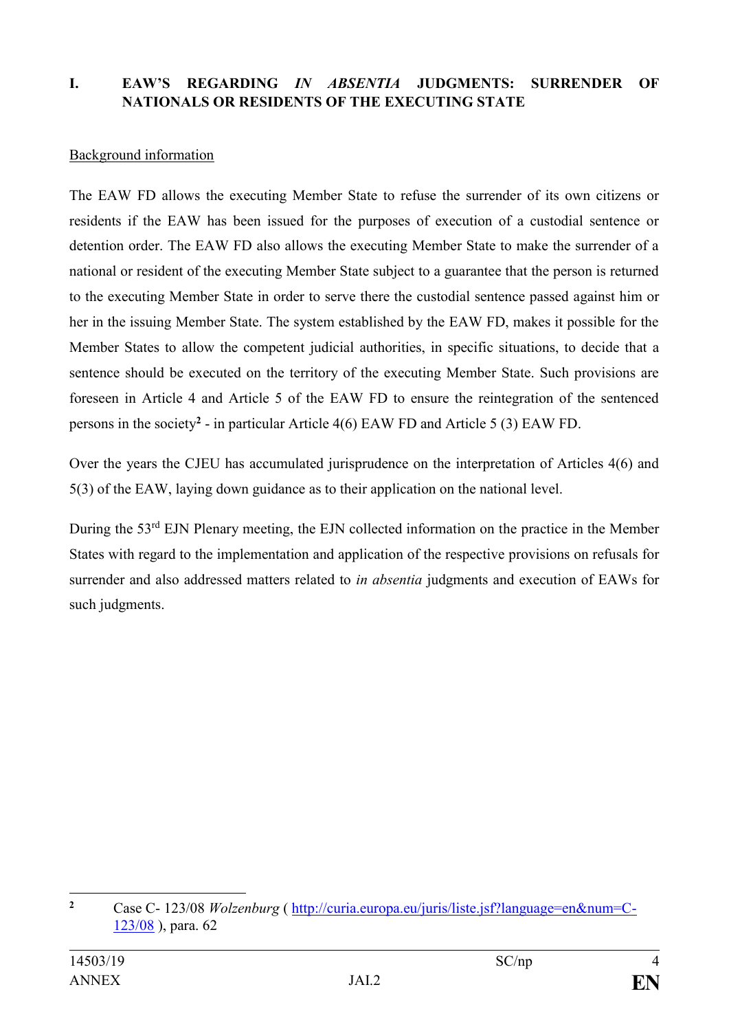## I. EAW'S REGARDING *IN ABSENTIA* JUDGMENTS: SURRENDER OF NATIONALS OR RESIDENTS OF THE EXECUTING STATE

Background information

The EAW FD allows the executing Member State to refuse the surrender of its own citizens or residents if the EAW has been issued for the purposes of execution of a custodial sentence or detention order. The EAW FD also allows the executing Member State to make the surrender of a national or resident of the executing Member State subject to a guarantee that the person is returned to the executing Member State in order to serve there the custodial sentence passed against him or her in the issuing Member State. The system established by the EAW FD, makes it possible for the Member States to allow the competent judicial authorities, in specific situations, to decide that a sentence should be executed on the territory of the executing Member State. Such provisions are foreseen in Article 4 and Article 5 of the EAW FD to ensure the reintegration of the sentenced persons in the society[2] - in particular Article 4(6) EAW FD and Article 5 (3) EAW FD.

Over the years the CJEU has accumulated jurisprudence on the interpretation of Articles 4(6) and 5(3) of the EAW, laying down guidance as to their application on the national level.

During the 53rd EJN Plenary meeting, the EJN collected information on the practice in the Member States with regard to the implementation and application of the respective provisions on refusals for surrender and also addressed matters related to *in absentia* judgments and execution of EAWs for such judgments.

---

[2] Case C- 123/08 *Wolzenburg* ( http://curia.europa.eu/juris/liste.jsf?language=en&num=C-123/08 ), para. 62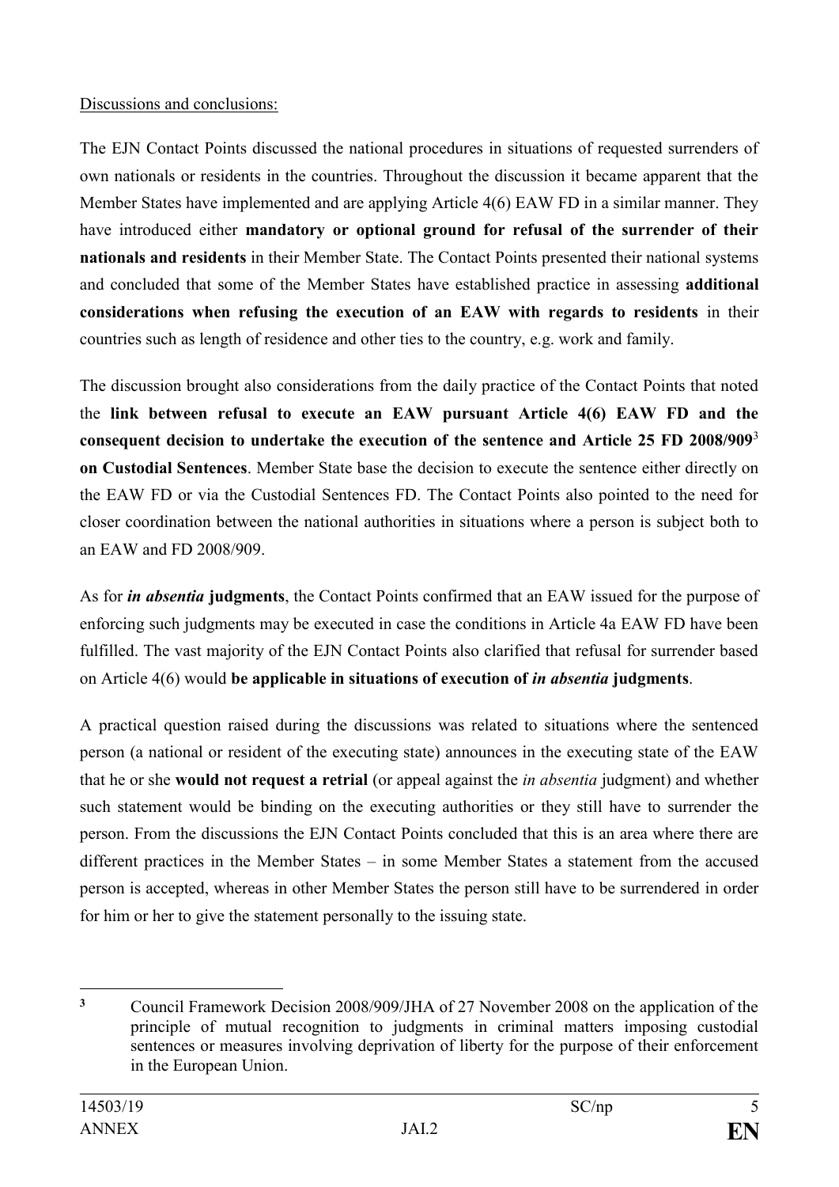Discussions and conclusions:

The EJN Contact Points discussed the national procedures in situations of requested surrenders of own nationals or residents in the countries. Throughout the discussion it became apparent that the Member States have implemented and are applying Article 4(6) EAW FD in a similar manner. They have introduced either **mandatory or optional ground for refusal of the surrender of their nationals and residents** in their Member State. The Contact Points presented their national systems and concluded that some of the Member States have established practice in assessing **additional considerations when refusing the execution of an EAW with regards to residents** in their countries such as length of residence and other ties to the country, e.g. work and family.

The discussion brought also considerations from the daily practice of the Contact Points that noted the **link between refusal to execute an EAW pursuant Article 4(6) EAW FD and the consequent decision to undertake the execution of the sentence and Article 25 FD 2008/909**[3] **on Custodial Sentences**. Member State base the decision to execute the sentence either directly on the EAW FD or via the Custodial Sentences FD. The Contact Points also pointed to the need for closer coordination between the national authorities in situations where a person is subject both to an EAW and FD 2008/909.

As for ***in absentia*** **judgments**, the Contact Points confirmed that an EAW issued for the purpose of enforcing such judgments may be executed in case the conditions in Article 4a EAW FD have been fulfilled. The vast majority of the EJN Contact Points also clarified that refusal for surrender based on Article 4(6) would **be applicable in situations of execution of *in absentia* judgments**.

A practical question raised during the discussions was related to situations where the sentenced person (a national or resident of the executing state) announces in the executing state of the EAW that he or she **would not request a retrial** (or appeal against the *in absentia* judgment) and whether such statement would be binding on the executing authorities or they still have to surrender the person. From the discussions the EJN Contact Points concluded that this is an area where there are different practices in the Member States – in some Member States a statement from the accused person is accepted, whereas in other Member States the person still have to be surrendered in order for him or her to give the statement personally to the issuing state.

---

[3] Council Framework Decision 2008/909/JHA of 27 November 2008 on the application of the principle of mutual recognition to judgments in criminal matters imposing custodial sentences or measures involving deprivation of liberty for the purpose of their enforcement in the European Union.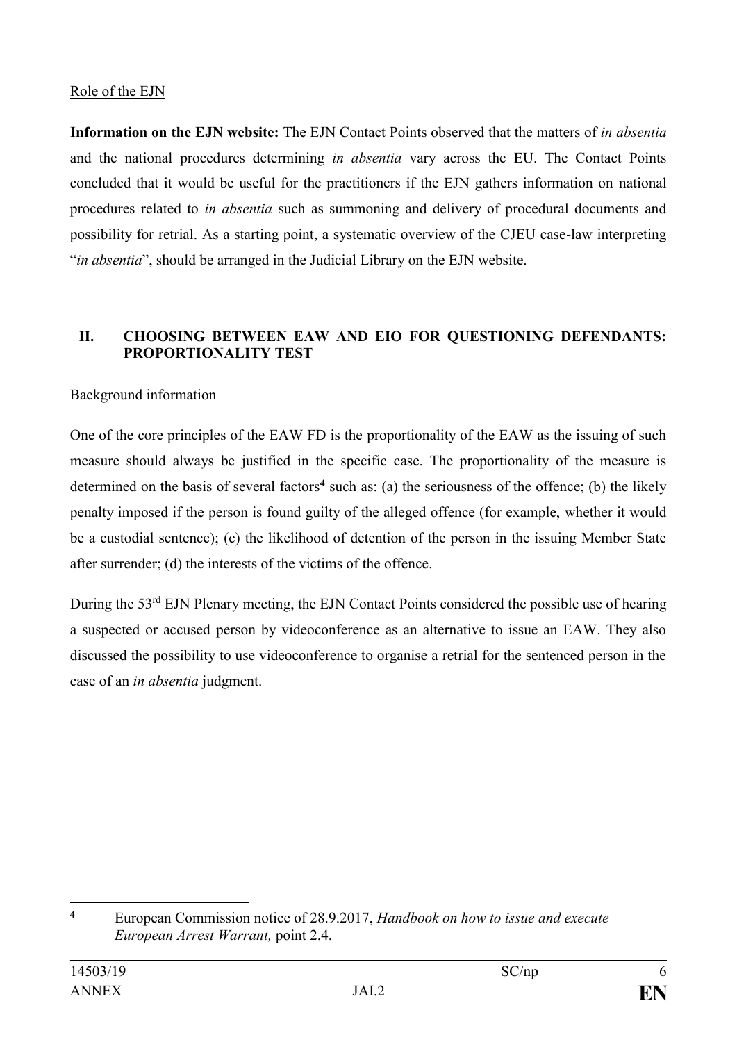Role of the EJN

**Information on the EJN website:** The EJN Contact Points observed that the matters of *in absentia* and the national procedures determining *in absentia* vary across the EU. The Contact Points concluded that it would be useful for the practitioners if the EJN gathers information on national procedures related to *in absentia* such as summoning and delivery of procedural documents and possibility for retrial. As a starting point, a systematic overview of the CJEU case-law interpreting "*in absentia*", should be arranged in the Judicial Library on the EJN website.

## II. CHOOSING BETWEEN EAW AND EIO FOR QUESTIONING DEFENDANTS: PROPORTIONALITY TEST

Background information

One of the core principles of the EAW FD is the proportionality of the EAW as the issuing of such measure should always be justified in the specific case. The proportionality of the measure is determined on the basis of several factors[4] such as: (a) the seriousness of the offence; (b) the likely penalty imposed if the person is found guilty of the alleged offence (for example, whether it would be a custodial sentence); (c) the likelihood of detention of the person in the issuing Member State after surrender; (d) the interests of the victims of the offence.

During the 53rd EJN Plenary meeting, the EJN Contact Points considered the possible use of hearing a suspected or accused person by videoconference as an alternative to issue an EAW. They also discussed the possibility to use videoconference to organise a retrial for the sentenced person in the case of an *in absentia* judgment.

---

[4] European Commission notice of 28.9.2017, *Handbook on how to issue and execute European Arrest Warrant,* point 2.4.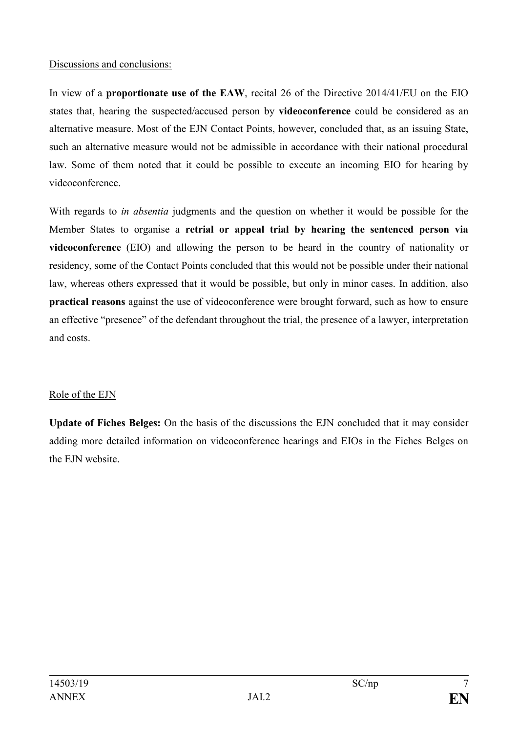Discussions and conclusions:

In view of a **proportionate use of the EAW**, recital 26 of the Directive 2014/41/EU on the EIO states that, hearing the suspected/accused person by **videoconference** could be considered as an alternative measure. Most of the EJN Contact Points, however, concluded that, as an issuing State, such an alternative measure would not be admissible in accordance with their national procedural law. Some of them noted that it could be possible to execute an incoming EIO for hearing by videoconference.

With regards to *in absentia* judgments and the question on whether it would be possible for the Member States to organise a **retrial or appeal trial by hearing the sentenced person via videoconference** (EIO) and allowing the person to be heard in the country of nationality or residency, some of the Contact Points concluded that this would not be possible under their national law, whereas others expressed that it would be possible, but only in minor cases. In addition, also **practical reasons** against the use of videoconference were brought forward, such as how to ensure an effective "presence" of the defendant throughout the trial, the presence of a lawyer, interpretation and costs.

Role of the EJN

**Update of Fiches Belges:** On the basis of the discussions the EJN concluded that it may consider adding more detailed information on videoconference hearings and EIOs in the Fiches Belges on the EJN website.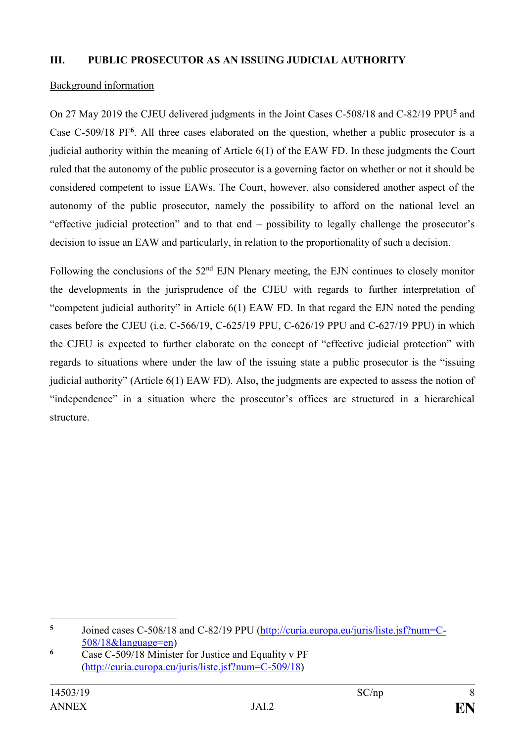## III. PUBLIC PROSECUTOR AS AN ISSUING JUDICIAL AUTHORITY

Background information

On 27 May 2019 the CJEU delivered judgments in the Joint Cases C-508/18 and C-82/19 PPU[5] and Case C-509/18 PF[6]. All three cases elaborated on the question, whether a public prosecutor is a judicial authority within the meaning of Article 6(1) of the EAW FD. In these judgments the Court ruled that the autonomy of the public prosecutor is a governing factor on whether or not it should be considered competent to issue EAWs. The Court, however, also considered another aspect of the autonomy of the public prosecutor, namely the possibility to afford on the national level an "effective judicial protection" and to that end – possibility to legally challenge the prosecutor's decision to issue an EAW and particularly, in relation to the proportionality of such a decision.

Following the conclusions of the 52nd EJN Plenary meeting, the EJN continues to closely monitor the developments in the jurisprudence of the CJEU with regards to further interpretation of "competent judicial authority" in Article 6(1) EAW FD. In that regard the EJN noted the pending cases before the CJEU (i.e. C-566/19, C-625/19 PPU, C-626/19 PPU and C-627/19 PPU) in which the CJEU is expected to further elaborate on the concept of "effective judicial protection" with regards to situations where under the law of the issuing state a public prosecutor is the "issuing judicial authority" (Article 6(1) EAW FD). Also, the judgments are expected to assess the notion of "independence" in a situation where the prosecutor's offices are structured in a hierarchical structure.

---

[5] Joined cases C-508/18 and C-82/19 PPU (http://curia.europa.eu/juris/liste.jsf?num=C-508/18&language=en)

[6] Case C-509/18 Minister for Justice and Equality v PF (http://curia.europa.eu/juris/liste.jsf?num=C-509/18)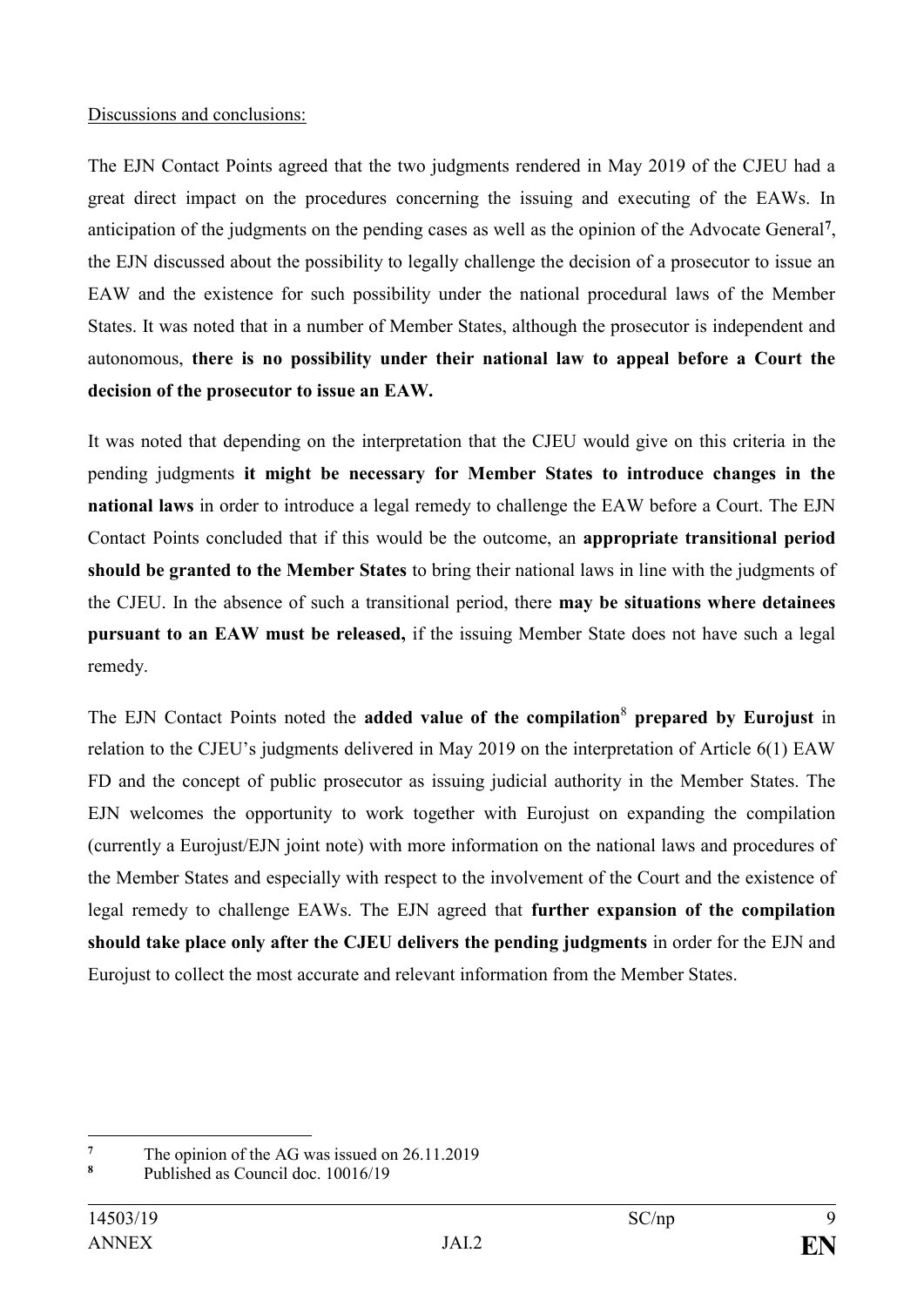Discussions and conclusions:

The EJN Contact Points agreed that the two judgments rendered in May 2019 of the CJEU had a great direct impact on the procedures concerning the issuing and executing of the EAWs. In anticipation of the judgments on the pending cases as well as the opinion of the Advocate General[7], the EJN discussed about the possibility to legally challenge the decision of a prosecutor to issue an EAW and the existence for such possibility under the national procedural laws of the Member States. It was noted that in a number of Member States, although the prosecutor is independent and autonomous, **there is no possibility under their national law to appeal before a Court the decision of the prosecutor to issue an EAW.**

It was noted that depending on the interpretation that the CJEU would give on this criteria in the pending judgments **it might be necessary for Member States to introduce changes in the national laws** in order to introduce a legal remedy to challenge the EAW before a Court. The EJN Contact Points concluded that if this would be the outcome, an **appropriate transitional period should be granted to the Member States** to bring their national laws in line with the judgments of the CJEU. In the absence of such a transitional period, there **may be situations where detainees pursuant to an EAW must be released,** if the issuing Member State does not have such a legal remedy.

The EJN Contact Points noted the **added value of the compilation**[8] **prepared by Eurojust** in relation to the CJEU's judgments delivered in May 2019 on the interpretation of Article 6(1) EAW FD and the concept of public prosecutor as issuing judicial authority in the Member States. The EJN welcomes the opportunity to work together with Eurojust on expanding the compilation (currently a Eurojust/EJN joint note) with more information on the national laws and procedures of the Member States and especially with respect to the involvement of the Court and the existence of legal remedy to challenge EAWs. The EJN agreed that **further expansion of the compilation should take place only after the CJEU delivers the pending judgments** in order for the EJN and Eurojust to collect the most accurate and relevant information from the Member States.

---

[7] The opinion of the AG was issued on 26.11.2019

[8] Published as Council doc. 10016/19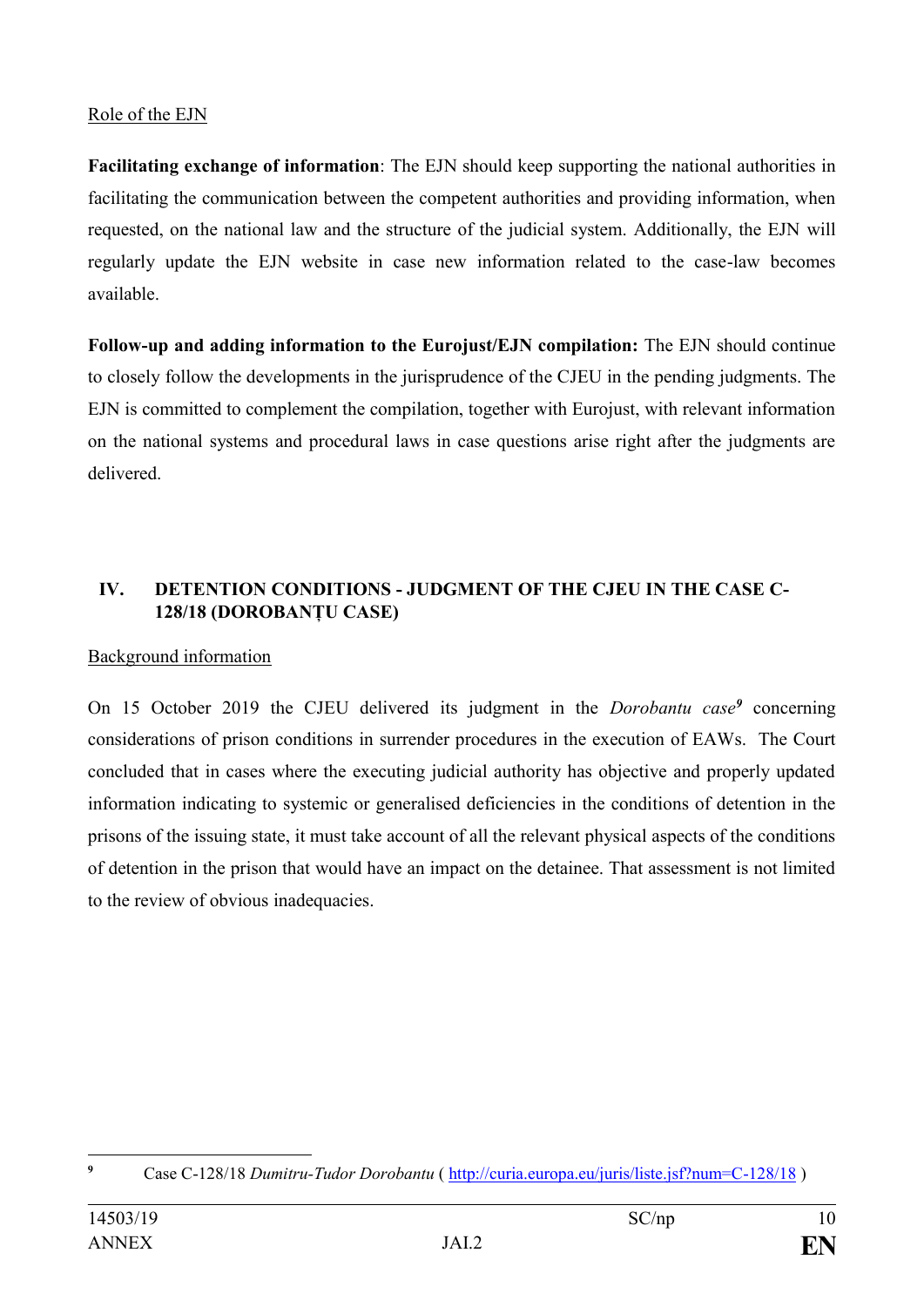Role of the EJN

**Facilitating exchange of information**: The EJN should keep supporting the national authorities in facilitating the communication between the competent authorities and providing information, when requested, on the national law and the structure of the judicial system. Additionally, the EJN will regularly update the EJN website in case new information related to the case-law becomes available.

**Follow-up and adding information to the Eurojust/EJN compilation:** The EJN should continue to closely follow the developments in the jurisprudence of the CJEU in the pending judgments. The EJN is committed to complement the compilation, together with Eurojust, with relevant information on the national systems and procedural laws in case questions arise right after the judgments are delivered.

## IV. DETENTION CONDITIONS - JUDGMENT OF THE CJEU IN THE CASE C-128/18 (DOROBANȚU CASE)

Background information

On 15 October 2019 the CJEU delivered its judgment in the *Dorobantu case*[9] concerning considerations of prison conditions in surrender procedures in the execution of EAWs. The Court concluded that in cases where the executing judicial authority has objective and properly updated information indicating to systemic or generalised deficiencies in the conditions of detention in the prisons of the issuing state, it must take account of all the relevant physical aspects of the conditions of detention in the prison that would have an impact on the detainee. That assessment is not limited to the review of obvious inadequacies.

---

[9] Case C-128/18 *Dumitru-Tudor Dorobantu* ( http://curia.europa.eu/juris/liste.jsf?num=C-128/18 )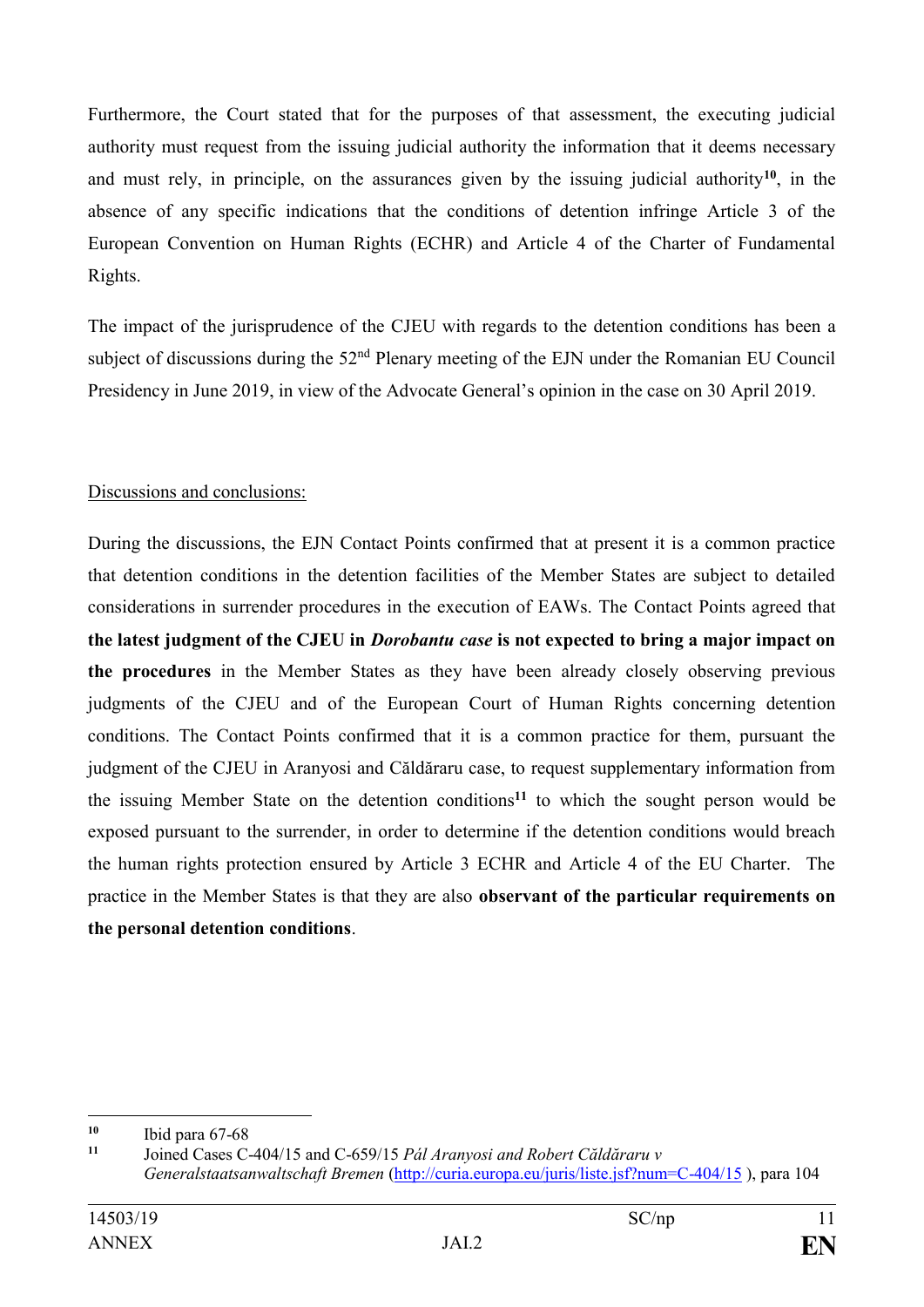Furthermore, the Court stated that for the purposes of that assessment, the executing judicial authority must request from the issuing judicial authority the information that it deems necessary and must rely, in principle, on the assurances given by the issuing judicial authority[10], in the absence of any specific indications that the conditions of detention infringe Article 3 of the European Convention on Human Rights (ECHR) and Article 4 of the Charter of Fundamental Rights.

The impact of the jurisprudence of the CJEU with regards to the detention conditions has been a subject of discussions during the 52nd Plenary meeting of the EJN under the Romanian EU Council Presidency in June 2019, in view of the Advocate General's opinion in the case on 30 April 2019.

Discussions and conclusions:

During the discussions, the EJN Contact Points confirmed that at present it is a common practice that detention conditions in the detention facilities of the Member States are subject to detailed considerations in surrender procedures in the execution of EAWs. The Contact Points agreed that **the latest judgment of the CJEU in *Dorobantu case* is not expected to bring a major impact on the procedures** in the Member States as they have been already closely observing previous judgments of the CJEU and of the European Court of Human Rights concerning detention conditions. The Contact Points confirmed that it is a common practice for them, pursuant the judgment of the CJEU in Aranyosi and Căldăraru case, to request supplementary information from the issuing Member State on the detention conditions[11] to which the sought person would be exposed pursuant to the surrender, in order to determine if the detention conditions would breach the human rights protection ensured by Article 3 ECHR and Article 4 of the EU Charter. The practice in the Member States is that they are also **observant of the particular requirements on the personal detention conditions**.

---

[10] Ibid para 67-68

[11] Joined Cases C-404/15 and C-659/15 *Pál Aranyosi and Robert Căldăraru v Generalstaatsanwaltschaft Bremen* (http://curia.europa.eu/juris/liste.jsf?num=C-404/15 ), para 104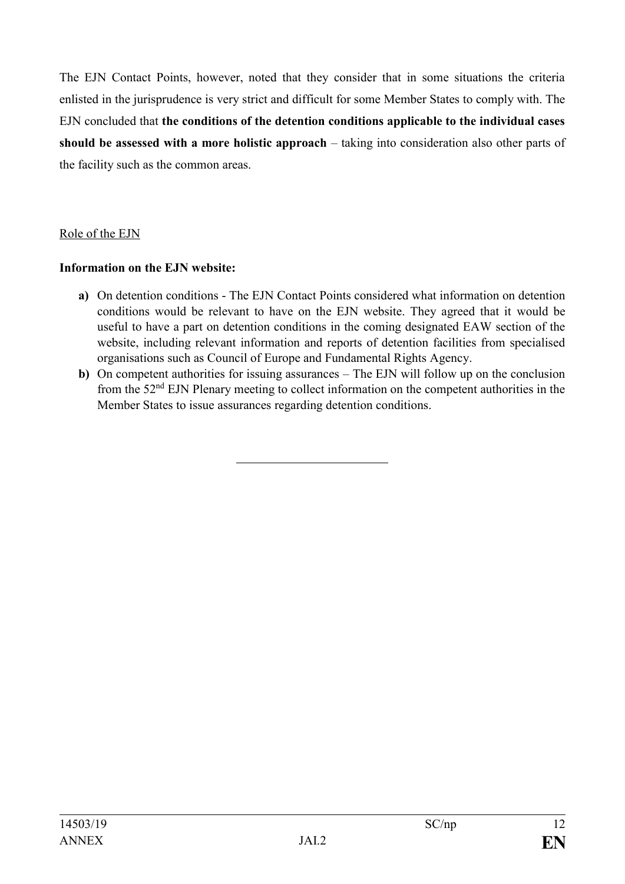The EJN Contact Points, however, noted that they consider that in some situations the criteria enlisted in the jurisprudence is very strict and difficult for some Member States to comply with. The EJN concluded that **the conditions of the detention conditions applicable to the individual cases should be assessed with a more holistic approach** – taking into consideration also other parts of the facility such as the common areas.

<u>Role of the EJN</u>

**Information on the EJN website:**

- **a)** On detention conditions - The EJN Contact Points considered what information on detention conditions would be relevant to have on the EJN website. They agreed that it would be useful to have a part on detention conditions in the coming designated EAW section of the website, including relevant information and reports of detention facilities from specialised organisations such as Council of Europe and Fundamental Rights Agency.
- **b)** On competent authorities for issuing assurances – The EJN will follow up on the conclusion from the 52nd EJN Plenary meeting to collect information on the competent authorities in the Member States to issue assurances regarding detention conditions.